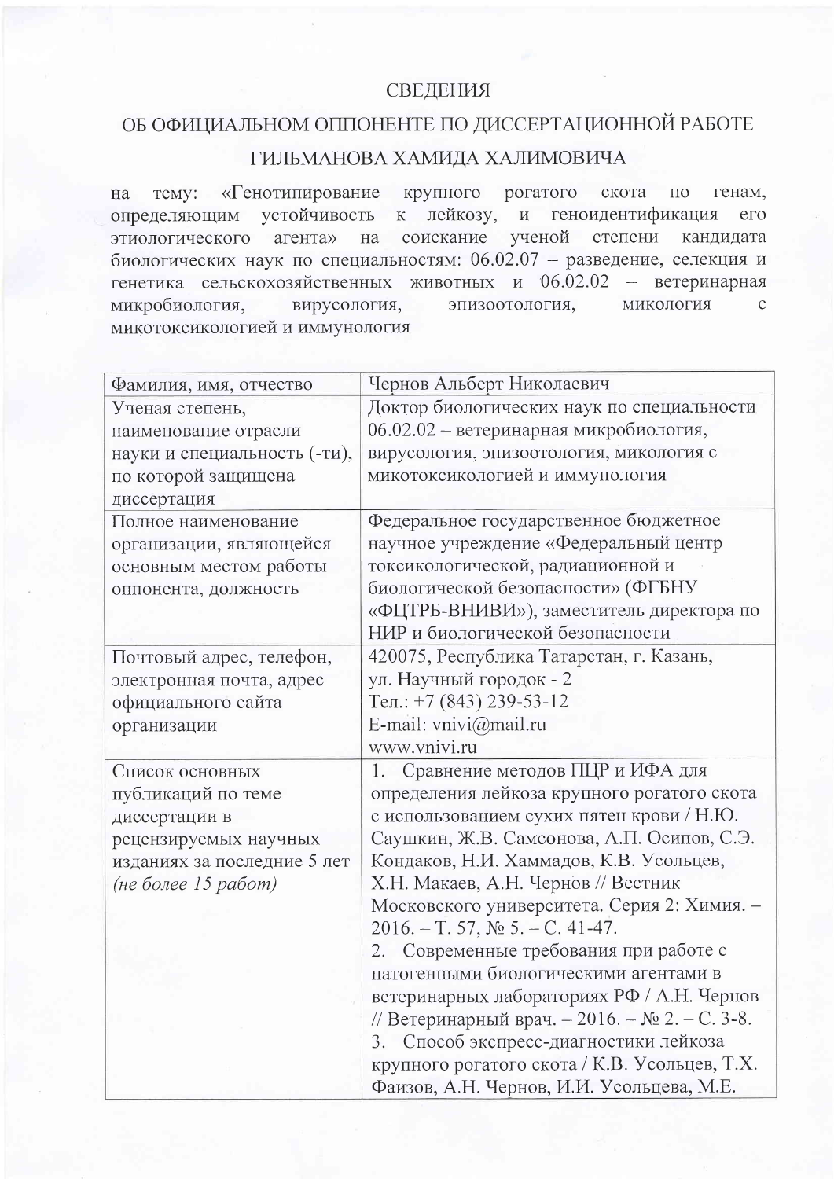# СВЕДЕНИЯ

## ОБ ОФИЦИАЛЬНОМ ОППОНЕНТЕ ПО ДИССЕРТАЦИОННОЙ РАБОТЕ ГИЛЬМАНОВА ХАМИДА ХАЛИМОВИЧА

на тему: «Генотипирование крупного рогатого скота по генам, определяющим устойчивость к лейкозу, и геноидентификация его этиологического агента» на соискание ученой степени кандидата биологических наук по специальностям: 06.02.07 – разведение, селекция и генетика сельскохозяйственных животных и 06.02.02 – ветеринарная микробиология, вирусология, эпизоотология, микология с микотоксикологией и иммунология

| Фамилия, имя, отчество | Чернов Альберт Николаевич |
|---|---|
| Ученая степень, наименование отрасли науки и специальность (-ти), по которой защищена диссертация | Доктор биологических наук по специальности 06.02.02 – ветеринарная микробиология, вирусология, эпизоотология, микология с микотоксикологией и иммунология |
| Полное наименование организации, являющейся основным местом работы оппонента, должность | Федеральное государственное бюджетное научное учреждение «Федеральный центр токсикологической, радиационной и биологической безопасности» (ФГБНУ «ФЦТРБ-ВНИВИ»), заместитель директора по НИР и биологической безопасности |
| Почтовый адрес, телефон, электронная почта, адрес официального сайта организации | 420075, Республика Татарстан, г. Казань, ул. Научный городок - 2<br>Тел.: +7 (843) 239-53-12<br>E-mail: vnivi@mail.ru<br>www.vnivi.ru |
| Список основных публикаций по теме диссертации в рецензируемых научных изданиях за последние 5 лет *(не более 15 работ)* | 1. Сравнение методов ПЦР и ИФА для определения лейкоза крупного рогатого скота с использованием сухих пятен крови / Н.Ю. Саушкин, Ж.В. Самсонова, А.П. Осипов, С.Э. Кондаков, Н.И. Хаммадов, К.В. Усольцев, Х.Н. Макаев, А.Н. Чернов // Вестник Московского университета. Серия 2: Химия. – 2016. – Т. 57, № 5. – С. 41-47.<br>2. Современные требования при работе с патогенными биологическими агентами в ветеринарных лабораториях РФ / А.Н. Чернов // Ветеринарный врач. – 2016. – № 2. – С. 3-8.<br>3. Способ экспресс-диагностики лейкоза крупного рогатого скота / К.В. Усольцев, Т.Х. Фаизов, А.Н. Чернов, И.И. Усольцева, М.Е. |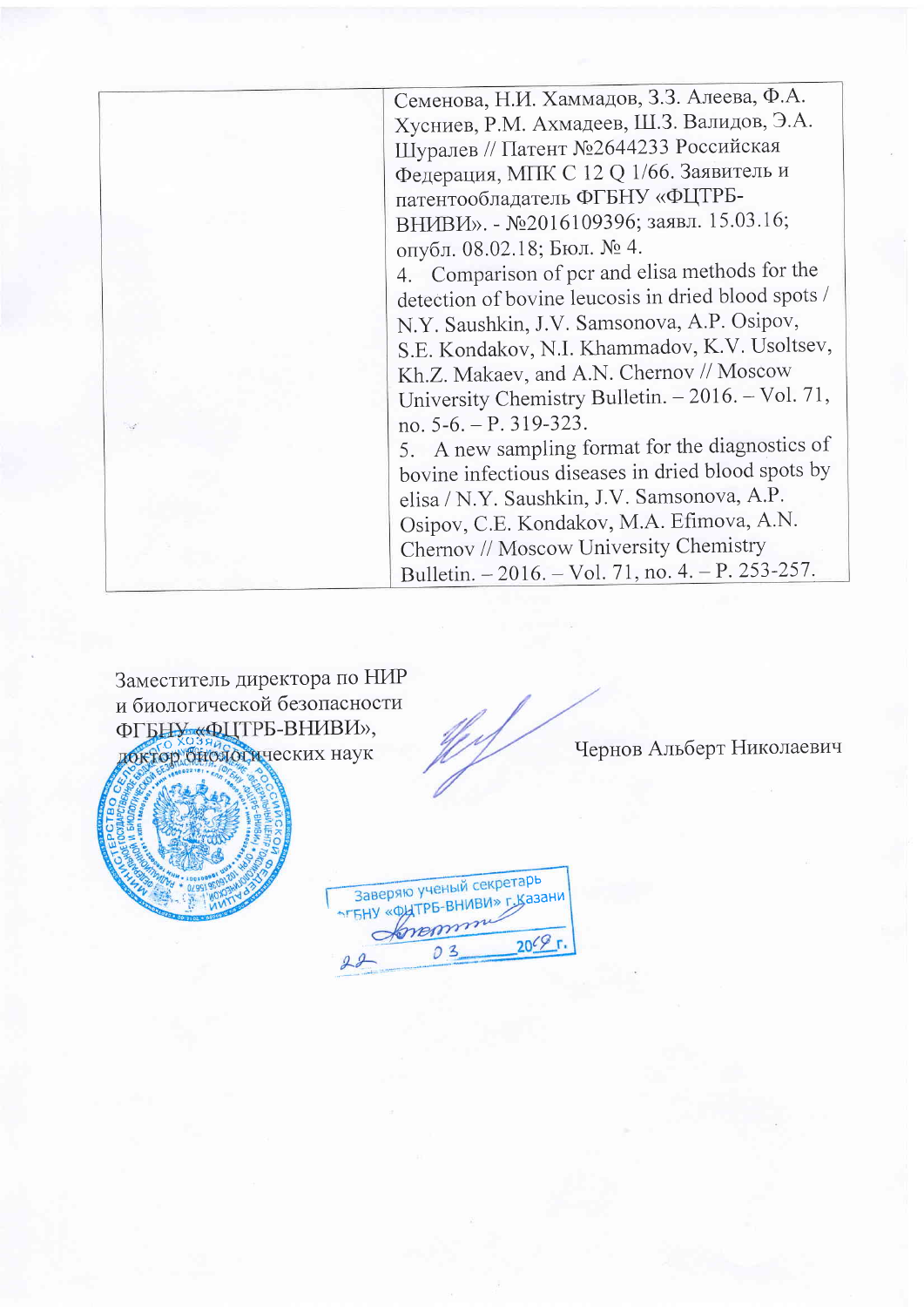| | |
|---|---|
| | Семенова, Н.И. Хаммадов, З.З. Алеева, Ф.А. Хусниев, Р.М. Ахмадеев, Ш.З. Валидов, Э.А. Шуралев // Патент №2644233 Российская Федерация, МПК C 12 Q 1/66. Заявитель и патентообладатель ФГБНУ «ФЦТРБ-ВНИВИ». - №2016109396; заявл. 15.03.16; опубл. 08.02.18; Бюл. № 4.<br>4. Comparison of pcr and elisa methods for the detection of bovine leucosis in dried blood spots / N.Y. Saushkin, J.V. Samsonova, A.P. Osipov, S.E. Kondakov, N.I. Khammadov, K.V. Usoltsev, Kh.Z. Makaev, and A.N. Chernov // Moscow University Chemistry Bulletin. – 2016. – Vol. 71, no. 5-6. – P. 319-323.<br>5. A new sampling format for the diagnostics of bovine infectious diseases in dried blood spots by elisa / N.Y. Saushkin, J.V. Samsonova, A.P. Osipov, C.E. Kondakov, M.A. Efimova, A.N. Chernov // Moscow University Chemistry Bulletin. – 2016. – Vol. 71, no. 4. – P. 253-257. |

Заместитель директора по НИР
и биологической безопасности
ФГБНУ «ФЦТРБ-ВНИВИ»,
доктор биологических наук

Чернов Альберт Николаевич

Заверяю ученый секретарь
ФГБНУ «ФЦТРБ-ВНИВИ» г.Казани

22 03 2019 г.